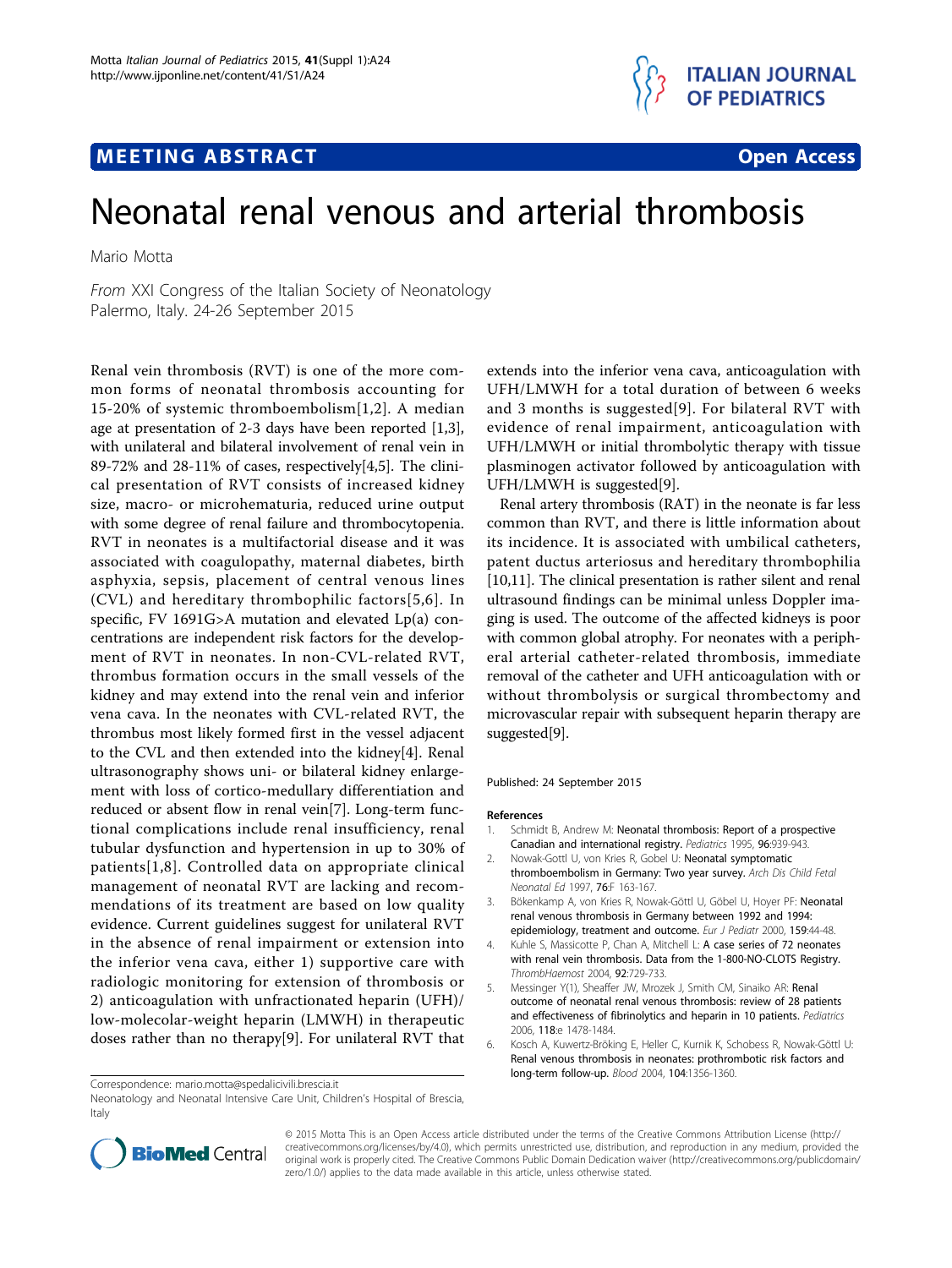**MEETING ABSTRACT** **Open Access**

# Neonatal renal venous and arterial thrombosis

Mario Motta

*From* XXI Congress of the Italian Society of Neonatology
Palermo, Italy. 24-26 September 2015

Renal vein thrombosis (RVT) is one of the more common forms of neonatal thrombosis accounting for 15-20% of systemic thromboembolism[1,2]. A median age at presentation of 2-3 days have been reported [1,3], with unilateral and bilateral involvement of renal vein in 89-72% and 28-11% of cases, respectively[4,5]. The clinical presentation of RVT consists of increased kidney size, macro- or microhematuria, reduced urine output with some degree of renal failure and thrombocytopenia. RVT in neonates is a multifactorial disease and it was associated with coagulopathy, maternal diabetes, birth asphyxia, sepsis, placement of central venous lines (CVL) and hereditary thrombophilic factors[5,6]. In specific, FV 1691G>A mutation and elevated Lp(a) concentrations are independent risk factors for the development of RVT in neonates. In non-CVL-related RVT, thrombus formation occurs in the small vessels of the kidney and may extend into the renal vein and inferior vena cava. In the neonates with CVL-related RVT, the thrombus most likely formed first in the vessel adjacent to the CVL and then extended into the kidney[4]. Renal ultrasonography shows uni- or bilateral kidney enlargement with loss of cortico-medullary differentiation and reduced or absent flow in renal vein[7]. Long-term functional complications include renal insufficiency, renal tubular dysfunction and hypertension in up to 30% of patients[1,8]. Controlled data on appropriate clinical management of neonatal RVT are lacking and recommendations of its treatment are based on low quality evidence. Current guidelines suggest for unilateral RVT in the absence of renal impairment or extension into the inferior vena cava, either 1) supportive care with radiologic monitoring for extension of thrombosis or 2) anticoagulation with unfractionated heparin (UFH)/ low-molecolar-weight heparin (LMWH) in therapeutic doses rather than no therapy[9]. For unilateral RVT that extends into the inferior vena cava, anticoagulation with UFH/LMWH for a total duration of between 6 weeks and 3 months is suggested[9]. For bilateral RVT with evidence of renal impairment, anticoagulation with UFH/LMWH or initial thrombolytic therapy with tissue plasminogen activator followed by anticoagulation with UFH/LMWH is suggested[9].

Renal artery thrombosis (RAT) in the neonate is far less common than RVT, and there is little information about its incidence. It is associated with umbilical catheters, patent ductus arteriosus and hereditary thrombophilia [10,11]. The clinical presentation is rather silent and renal ultrasound findings can be minimal unless Doppler imaging is used. The outcome of the affected kidneys is poor with common global atrophy. For neonates with a peripheral arterial catheter-related thrombosis, immediate removal of the catheter and UFH anticoagulation with or without thrombolysis or surgical thrombectomy and microvascular repair with subsequent heparin therapy are suggested[9].

Published: 24 September 2015

#### References

1. Schmidt B, Andrew M: **Neonatal thrombosis: Report of a prospective Canadian and international registry.** *Pediatrics* 1995, **96**:939-943.
2. Nowak-Gottl U, von Kries R, Gobel U: **Neonatal symptomatic thromboembolism in Germany: Two year survey.** *Arch Dis Child Fetal Neonatal Ed* 1997, **76**:F 163-167.
3. Bökenkamp A, von Kries R, Nowak-Göttl U, Göbel U, Hoyer PF: **Neonatal renal venous thrombosis in Germany between 1992 and 1994: epidemiology, treatment and outcome.** *Eur J Pediatr* 2000, **159**:44-48.
4. Kuhle S, Massicotte P, Chan A, Mitchell L: **A case series of 72 neonates with renal vein thrombosis. Data from the 1-800-NO-CLOTS Registry.** *ThrombHaemost* 2004, **92**:729-733.
5. Messinger Y(1), Sheaffer JW, Mrozek J, Smith CM, Sinaiko AR: **Renal outcome of neonatal renal venous thrombosis: review of 28 patients and effectiveness of fibrinolytics and heparin in 10 patients.** *Pediatrics* 2006, **118**:e 1478-1484.
6. Kosch A, Kuwertz-Bröking E, Heller C, Kurnik K, Schobess R, Nowak-Göttl U: **Renal venous thrombosis in neonates: prothrombotic risk factors and long-term follow-up.** *Blood* 2004, **104**:1356-1360.

Correspondence: mario.motta@spedalicivili.brescia.it
Neonatology and Neonatal Intensive Care Unit, Children's Hospital of Brescia, Italy

© 2015 Motta This is an Open Access article distributed under the terms of the Creative Commons Attribution License (http://creativecommons.org/licenses/by/4.0), which permits unrestricted use, distribution, and reproduction in any medium, provided the original work is properly cited. The Creative Commons Public Domain Dedication waiver (http://creativecommons.org/publicdomain/zero/1.0/) applies to the data made available in this article, unless otherwise stated.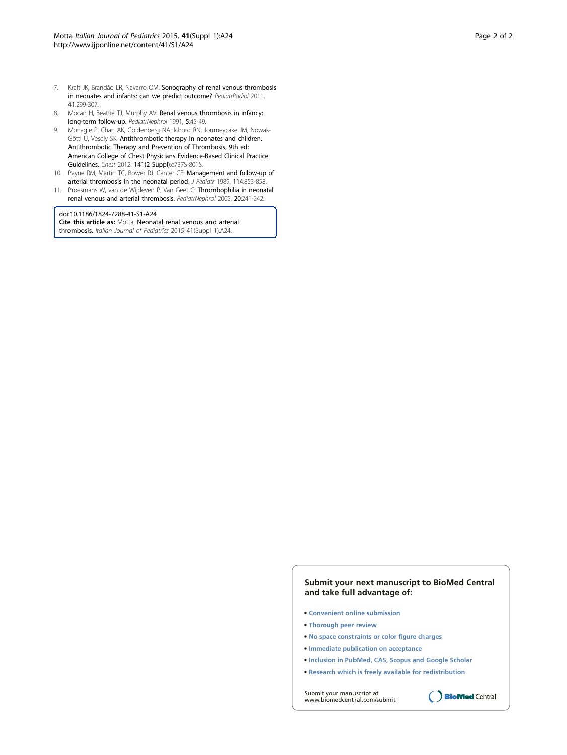7. Kraft JK, Brandão LR, Navarro OM: **Sonography of renal venous thrombosis in neonates and infants: can we predict outcome?** *PediatrRadiol* 2011, **41**:299-307.
8. Mocan H, Beattie TJ, Murphy AV: **Renal venous thrombosis in infancy: long-term follow-up.** *PediatrNephrol* 1991, **5**:45-49.
9. Monagle P, Chan AK, Goldenberg NA, Ichord RN, Journeycake JM, Nowak-Göttl U, Vesely SK: **Antithrombotic therapy in neonates and children. Antithrombotic Therapy and Prevention of Thrombosis, 9th ed: American College of Chest Physicians Evidence-Based Clinical Practice Guidelines.** *Chest* 2012, **141(2 Suppl)**:e737S-801S.
10. Payne RM, Martin TC, Bower RJ, Canter CE: **Management and follow-up of arterial thrombosis in the neonatal period.** *J Pediatr* 1989, **114**:853-858.
11. Proesmans W, van de Wijdeven P, Van Geet C: **Thrombophilia in neonatal renal venous and arterial thrombosis.** *PediatrNephrol* 2005, **20**:241-242.

doi:10.1186/1824-7288-41-S1-A24
**Cite this article as:** Motta: Neonatal renal venous and arterial thrombosis. *Italian Journal of Pediatrics* 2015 **41**(Suppl 1):A24.

**Submit your next manuscript to BioMed Central and take full advantage of:**

- **Convenient online submission**
- **Thorough peer review**
- **No space constraints or color figure charges**
- **Immediate publication on acceptance**
- **Inclusion in PubMed, CAS, Scopus and Google Scholar**
- **Research which is freely available for redistribution**

Submit your manuscript at
www.biomedcentral.com/submit

BioMed Central